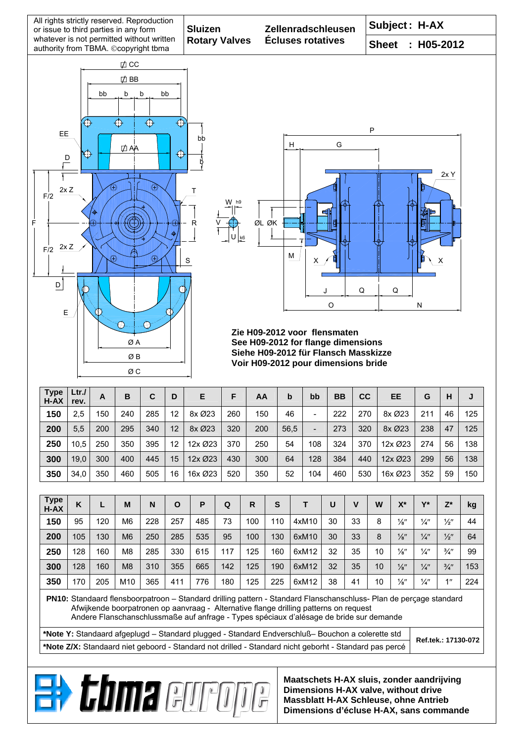All rights strictly reserved. Reproduction or issue to third parties in any form whatever is not permitted without written authority from TBMA. ©copyright tbma

**Sluizen** **Rotary Valves** **Zellenradschleusen** **Écluses rotatives**

**Subject : H-AX**

**Sheet : H05-2012**

**Zie H09-2012 voor flensmaten**
**See H09-2012 for flange dimensions**
**Siehe H09-2012 für Flansch Masskizze**
**Voir H09-2012 pour dimensions bride**

| Type H-AX | Ltr./ rev. | A | B | C | D | E | F | AA | b | bb | BB | CC | EE | G | H | J |
|---|---|---|---|---|---|---|---|---|---|---|---|---|---|---|---|---|
| **150** | 2,5 | 150 | 240 | 285 | 12 | 8x Ø23 | 260 | 150 | 46 | - | 222 | 270 | 8x Ø23 | 211 | 46 | 125 |
| **200** | 5,5 | 200 | 295 | 340 | 12 | 8x Ø23 | 320 | 200 | 56,5 | - | 273 | 320 | 8x Ø23 | 238 | 47 | 125 |
| **250** | 10,5 | 250 | 350 | 395 | 12 | 12x Ø23 | 370 | 250 | 54 | 108 | 324 | 370 | 12x Ø23 | 274 | 56 | 138 |
| **300** | 19,0 | 300 | 400 | 445 | 15 | 12x Ø23 | 430 | 300 | 64 | 128 | 384 | 440 | 12x Ø23 | 299 | 56 | 138 |
| **350** | 34,0 | 350 | 460 | 505 | 16 | 16x Ø23 | 520 | 350 | 52 | 104 | 460 | 530 | 16x Ø23 | 352 | 59 | 150 |

| Type H-AX | K | L | M | N | O | P | Q | R | S | T | U | V | W | X* | Y* | Z* | kg |
|---|---|---|---|---|---|---|---|---|---|---|---|---|---|---|---|---|---|
| **150** | 95 | 120 | M6 | 228 | 257 | 485 | 73 | 100 | 110 | 4xM10 | 30 | 33 | 8 | ⅛″ | ¼″ | ½″ | 44 |
| **200** | 105 | 130 | M6 | 250 | 285 | 535 | 95 | 100 | 130 | 6xM10 | 30 | 33 | 8 | ⅛″ | ¼″ | ½″ | 64 |
| **250** | 128 | 160 | M8 | 285 | 330 | 615 | 117 | 125 | 160 | 6xM12 | 32 | 35 | 10 | ⅛″ | ¼″ | ¾″ | 99 |
| **300** | 128 | 160 | M8 | 310 | 355 | 665 | 142 | 125 | 190 | 6xM12 | 32 | 35 | 10 | ⅛″ | ¼″ | ¾″ | 153 |
| **350** | 170 | 205 | M10 | 365 | 411 | 776 | 180 | 125 | 225 | 6xM12 | 38 | 41 | 10 | ⅛″ | ¼″ | 1″ | 224 |

**PN10:** Standaard flensboorpatroon – Standard drilling pattern - Standard Flanschanschluss- Plan de perçage standard
Afwijkende boorpatronen op aanvraag - Alternative flange drilling patterns on request
Andere Flanschanschlussmaße auf anfrage - Types spéciaux d'alésage de bride sur demande

**\*Note Y:** Standaard afgeplugd – Standard plugged - Standard Endverschluß– Bouchon a colerette std

**\*Note Z/X:** Standaard niet geboord - Standard not drilled - Standard nicht geborht - Standard pas percé

**Ref.tek.: 17130-072**

tbma europe

**Maatschets H-AX sluis, zonder aandrijving**
**Dimensions H-AX valve, without drive**
**Massblatt H-AX Schleuse, ohne Antrieb**
**Dimensions d'écluse H-AX, sans commande**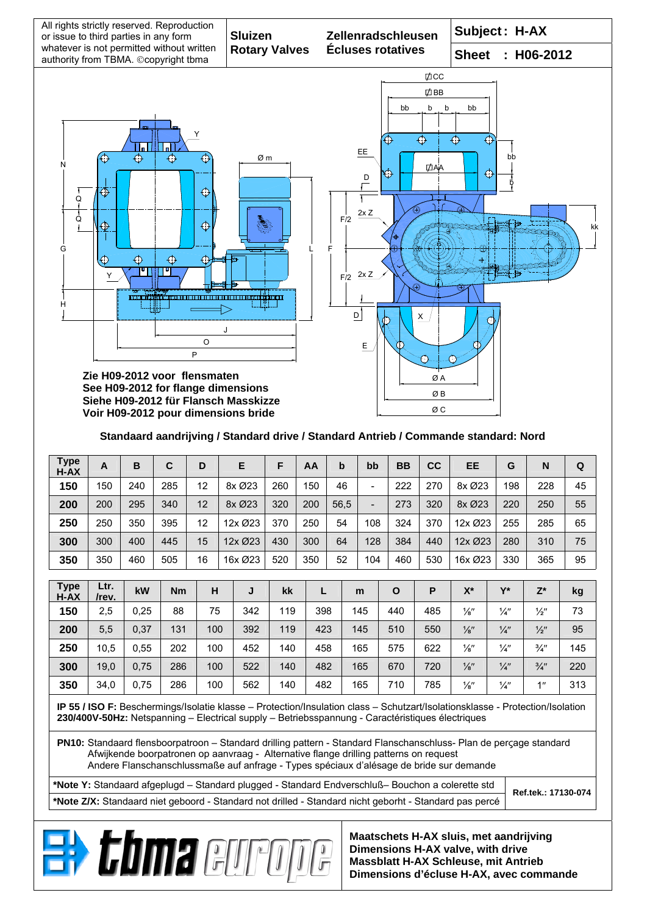All rights strictly reserved. Reproduction or issue to third parties in any form whatever is not permitted without written authority from TBMA. ©copyright tbma

**Sluizen** / **Rotary Valves** / **Zellenradschleusen** / **Écluses rotatives**

**Subject : H-AX**

**Sheet : H06-2012**

**Zie H09-2012 voor flensmaten**
**See H09-2012 for flange dimensions**
**Siehe H09-2012 für Flansch Masskizze**
**Voir H09-2012 pour dimensions bride**

**Standaard aandrijving / Standard drive / Standard Antrieb / Commande standard: Nord**

| Type H-AX | A | B | C | D | E | F | AA | b | bb | BB | CC | EE | G | N | Q |
|---|---|---|---|---|---|---|---|---|---|---|---|---|---|---|---|
| **150** | 150 | 240 | 285 | 12 | 8x Ø23 | 260 | 150 | 46 | - | 222 | 270 | 8x Ø23 | 198 | 228 | 45 |
| **200** | 200 | 295 | 340 | 12 | 8x Ø23 | 320 | 200 | 56,5 | - | 273 | 320 | 8x Ø23 | 220 | 250 | 55 |
| **250** | 250 | 350 | 395 | 12 | 12x Ø23 | 370 | 250 | 54 | 108 | 324 | 370 | 12x Ø23 | 255 | 285 | 65 |
| **300** | 300 | 400 | 445 | 15 | 12x Ø23 | 430 | 300 | 64 | 128 | 384 | 440 | 12x Ø23 | 280 | 310 | 75 |
| **350** | 350 | 460 | 505 | 16 | 16x Ø23 | 520 | 350 | 52 | 104 | 460 | 530 | 16x Ø23 | 330 | 365 | 95 |

| Type H-AX | Ltr. /rev. | kW | Nm | H | J | kk | L | m | O | P | X* | Y* | Z* | kg |
|---|---|---|---|---|---|---|---|---|---|---|---|---|---|---|
| **150** | 2,5 | 0,25 | 88 | 75 | 342 | 119 | 398 | 145 | 440 | 485 | ⅛″ | ¼″ | ½″ | 73 |
| **200** | 5,5 | 0,37 | 131 | 100 | 392 | 119 | 423 | 145 | 510 | 550 | ⅛″ | ¼″ | ½″ | 95 |
| **250** | 10,5 | 0,55 | 202 | 100 | 452 | 140 | 458 | 165 | 575 | 622 | ⅛″ | ¼″ | ¾″ | 145 |
| **300** | 19,0 | 0,75 | 286 | 100 | 522 | 140 | 482 | 165 | 670 | 720 | ⅛″ | ¼″ | ¾″ | 220 |
| **350** | 34,0 | 0,75 | 286 | 100 | 562 | 140 | 482 | 165 | 710 | 785 | ⅛″ | ¼″ | 1″ | 313 |

**IP 55 / ISO F:** Beschermings/Isolatie klasse – Protection/Insulation class – Schutzart/Isolationsklasse - Protection/Isolation
**230/400V-50Hz:** Netspanning – Electrical supply – Betriebsspannung - Caractéristiques électriques

**PN10:** Standaard flensboorpatroon – Standard drilling pattern - Standard Flanschanschluss- Plan de perçage standard
Afwijkende boorpatronen op aanvraag - Alternative flange drilling patterns on request
Andere Flanschanschlussmaße auf anfrage - Types spéciaux d'alésage de bride sur demande

**\*Note Y:** Standaard afgeplugd – Standard plugged - Standard Endverschluß– Bouchon a colerette std
**\*Note Z/X:** Standaard niet geboord - Standard not drilled - Standard nicht geborht - Standard pas percé

**Ref.tek.: 17130-074**

tbma europe

**Maatschets H-AX sluis, met aandrijving**
**Dimensions H-AX valve, with drive**
**Massblatt H-AX Schleuse, mit Antrieb**
**Dimensions d'écluse H-AX, avec commande**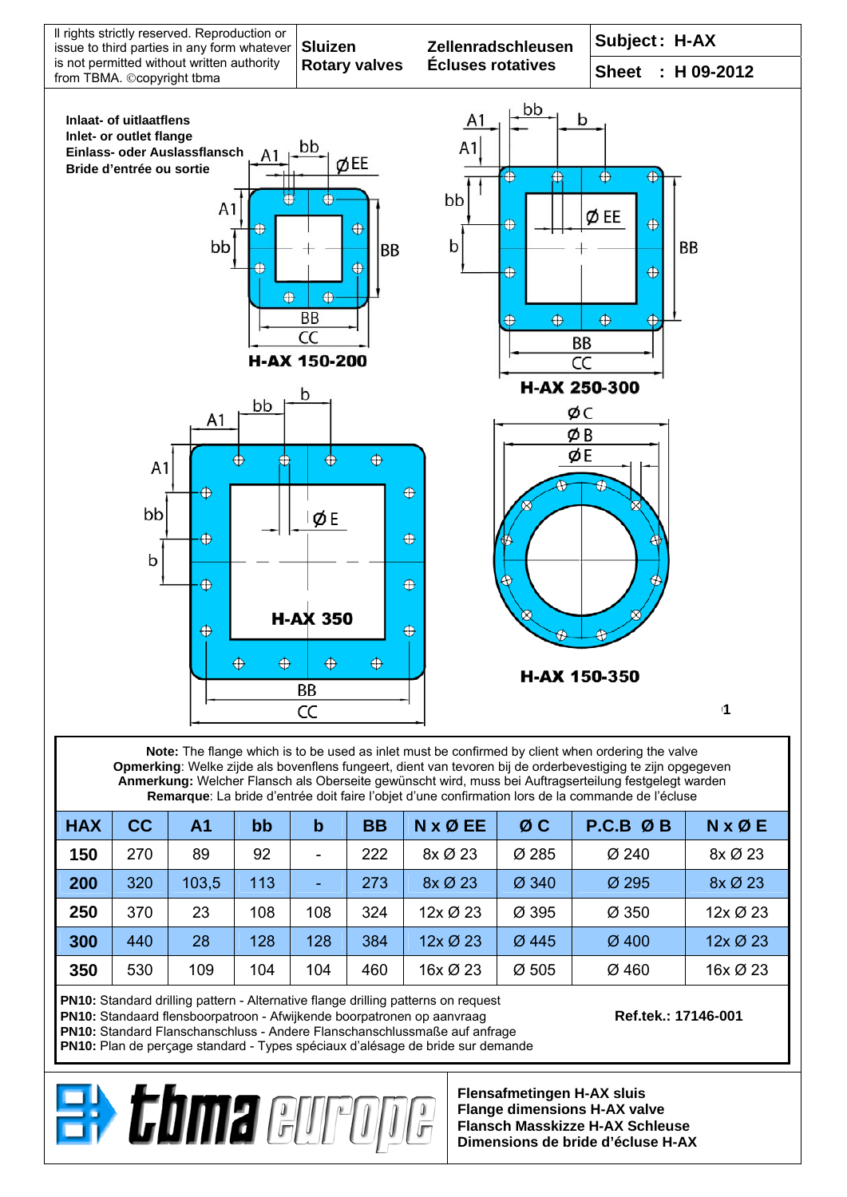Il rights strictly reserved. Reproduction or issue to third parties in any form whatever is not permitted without written authority from TBMA. ©copyright tbma

**Sluizen** / **Rotary valves** / **Zellenradschleusen** / **Écluses rotatives**

**Subject : H-AX**

**Sheet : H 09-2012**

**Inlaat- of uitlaatflens**
**Inlet- or outlet flange**
**Einlass- oder Auslassflansch**
**Bride d'entrée ou sortie**

A1
bb
b
ØEE
BB
CC
**H-AX 150-200**

**H-AX 250-300**

ØE
**H-AX 350**

ØC
ØB
ØE
**H-AX 150-350**

**Note:** The flange which is to be used as inlet must be confirmed by client when ordering the valve
**Opmerking**: Welke zijde als bovenflens fungeert, dient van tevoren bij de orderbevestiging te zijn opgegeven
**Anmerkung:** Welcher Flansch als Oberseite gewünscht wird, muss bei Auftragserteilung festgelegt warden
**Remarque**: La bride d'entrée doit faire l'objet d'une confirmation lors de la commande de l'écluse

| HAX | CC | A1 | bb | b | BB | N x Ø EE | Ø C | P.C.B Ø B | N x Ø E |
|---|---|---|---|---|---|---|---|---|---|
| **150** | 270 | 89 | 92 | - | 222 | 8x Ø 23 | Ø 285 | Ø 240 | 8x Ø 23 |
| **200** | 320 | 103,5 | 113 | - | 273 | 8x Ø 23 | Ø 340 | Ø 295 | 8x Ø 23 |
| **250** | 370 | 23 | 108 | 108 | 324 | 12x Ø 23 | Ø 395 | Ø 350 | 12x Ø 23 |
| **300** | 440 | 28 | 128 | 128 | 384 | 12x Ø 23 | Ø 445 | Ø 400 | 12x Ø 23 |
| **350** | 530 | 109 | 104 | 104 | 460 | 16x Ø 23 | Ø 505 | Ø 460 | 16x Ø 23 |

**PN10:** Standard drilling pattern - Alternative flange drilling patterns on request
**PN10:** Standaard flensboorpatroon - Afwijkende boorpatronen op aanvraag
**PN10:** Standard Flanschanschluss - Andere Flanschanschlussmaße auf anfrage
**PN10:** Plan de perçage standard - Types spéciaux d'alésage de bride sur demande

**Ref.tek.: 17146-001**

tbma europe

**Flensafmetingen H-AX sluis**
**Flange dimensions H-AX valve**
**Flansch Masskizze H-AX Schleuse**
**Dimensions de bride d'écluse H-AX**